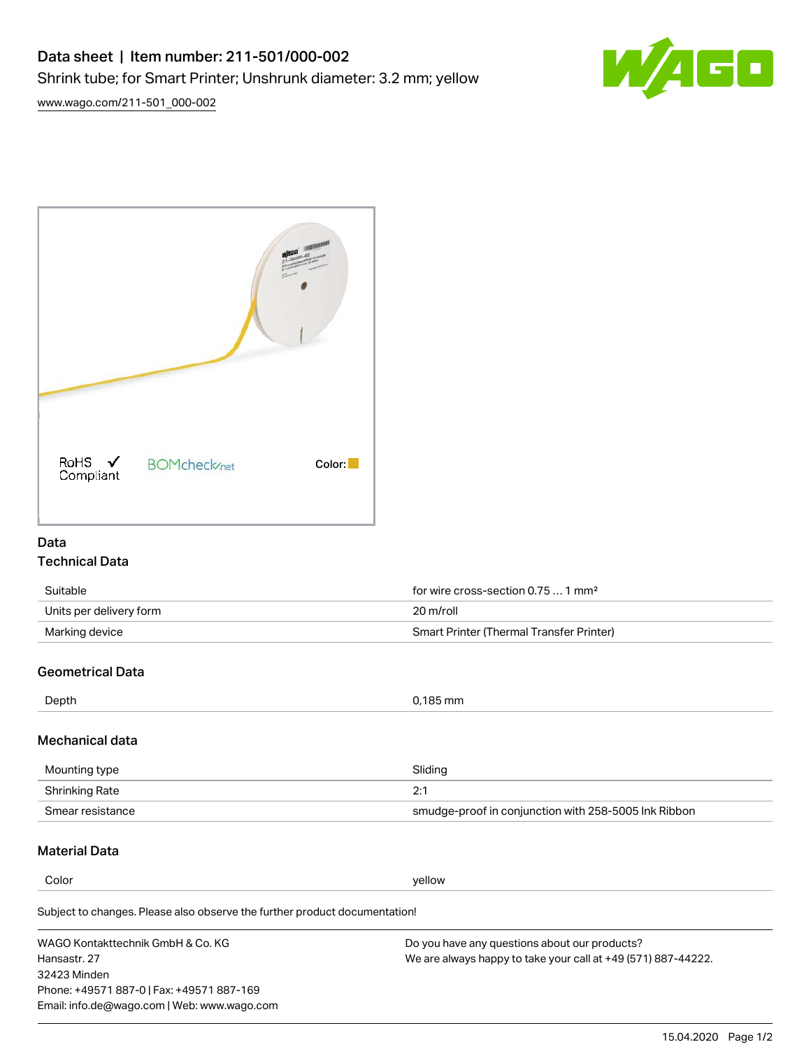# Data sheet | Item number: 211-501/000-002

Shrink tube; for Smart Printer; Unshrunk diameter: 3.2 mm; yellow

www.wago.com/211-501_000-002

RoHS ✓ Compliant

BOMcheck.net

Color:

## Data

### Technical Data

| | |
|---|---|
| Suitable | for wire cross-section 0.75 … 1 mm² |
| Units per delivery form | 20 m/roll |
| Marking device | Smart Printer (Thermal Transfer Printer) |

### Geometrical Data

| | |
|---|---|
| Depth | 0,185 mm |

### Mechanical data

| | |
|---|---|
| Mounting type | Sliding |
| Shrinking Rate | 2:1 |
| Smear resistance | smudge-proof in conjunction with 258-5005 Ink Ribbon |

### Material Data

| | |
|---|---|
| Color | yellow |

Subject to changes. Please also observe the further product documentation!

WAGO Kontakttechnik GmbH & Co. KG
Hansastr. 27
32423 Minden
Phone: +49571 887-0 | Fax: +49571 887-169
Email: info.de@wago.com | Web: www.wago.com

Do you have any questions about our products?
We are always happy to take your call at +49 (571) 887-44222.

15.04.2020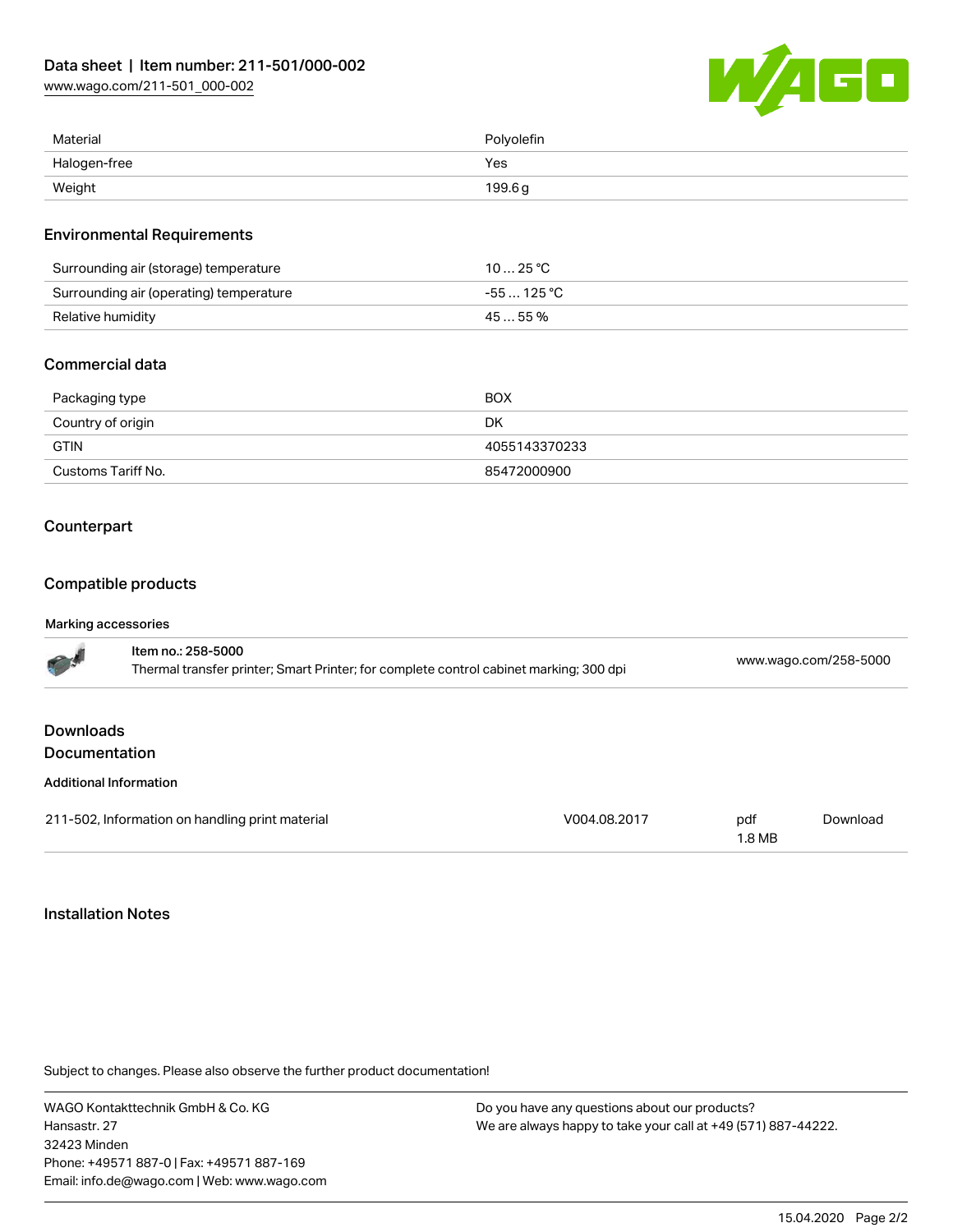| | |
|---|---|
| Material | Polyolefin |
| Halogen-free | Yes |
| Weight | 199.6 g |

## Environmental Requirements

| | |
|---|---|
| Surrounding air (storage) temperature | 10 … 25 °C |
| Surrounding air (operating) temperature | -55 … 125 °C |
| Relative humidity | 45 … 55 % |

## Commercial data

| | |
|---|---|
| Packaging type | BOX |
| Country of origin | DK |
| GTIN | 4055143370233 |
| Customs Tariff No. | 85472000900 |

## Counterpart

## Compatible products

### Marking accessories

| | |
|---|---|
| **Item no.: 258-5000**<br>Thermal transfer printer; Smart Printer; for complete control cabinet marking; 300 dpi | www.wago.com/258-5000 |

## Downloads

## Documentation

### Additional Information

| | | | |
|---|---|---|---|
| 211-502, Information on handling print material | V004.08.2017 | pdf<br>1.8 MB | Download |

## Installation Notes

Subject to changes. Please also observe the further product documentation!

WAGO Kontakttechnik GmbH & Co. KG
Hansastr. 27
32423 Minden
Phone: +49571 887-0 | Fax: +49571 887-169
Email: info.de@wago.com | Web: www.wago.com

Do you have any questions about our products?
We are always happy to take your call at +49 (571) 887-44222.

15.04.2020